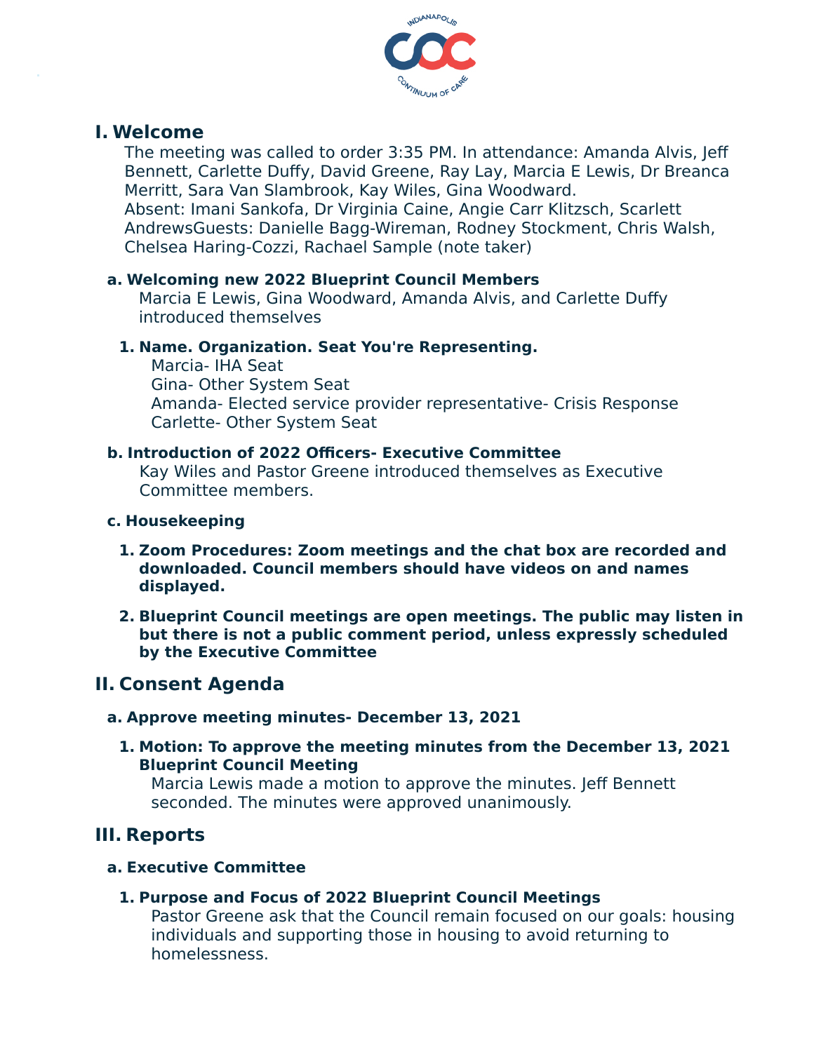# I. Welcome

The meeting was called to order 3:35 PM. In attendance: Amanda Alvis, Jeff Bennett, Carlette Duffy, David Greene, Ray Lay, Marcia E Lewis, Dr Breanca Merritt, Sara Van Slambrook, Kay Wiles, Gina Woodward.
Absent: Imani Sankofa, Dr Virginia Caine, Angie Carr Klitzsch, Scarlett AndrewsGuests: Danielle Bagg-Wireman, Rodney Stockment, Chris Walsh, Chelsea Haring-Cozzi, Rachael Sample (note taker)

## a. Welcoming new 2022 Blueprint Council Members

Marcia E Lewis, Gina Woodward, Amanda Alvis, and Carlette Duffy introduced themselves

### 1. Name. Organization. Seat You're Representing.

Marcia- IHA Seat
Gina- Other System Seat
Amanda- Elected service provider representative- Crisis Response
Carlette- Other System Seat

## b. Introduction of 2022 Officers- Executive Committee

Kay Wiles and Pastor Greene introduced themselves as Executive Committee members.

## c. Housekeeping

### 1. Zoom Procedures: Zoom meetings and the chat box are recorded and downloaded. Council members should have videos on and names displayed.

### 2. Blueprint Council meetings are open meetings. The public may listen in but there is not a public comment period, unless expressly scheduled by the Executive Committee

# II. Consent Agenda

## a. Approve meeting minutes- December 13, 2021

### 1. Motion: To approve the meeting minutes from the December 13, 2021 Blueprint Council Meeting

Marcia Lewis made a motion to approve the minutes. Jeff Bennett seconded. The minutes were approved unanimously.

# III. Reports

## a. Executive Committee

### 1. Purpose and Focus of 2022 Blueprint Council Meetings

Pastor Greene ask that the Council remain focused on our goals: housing individuals and supporting those in housing to avoid returning to homelessness.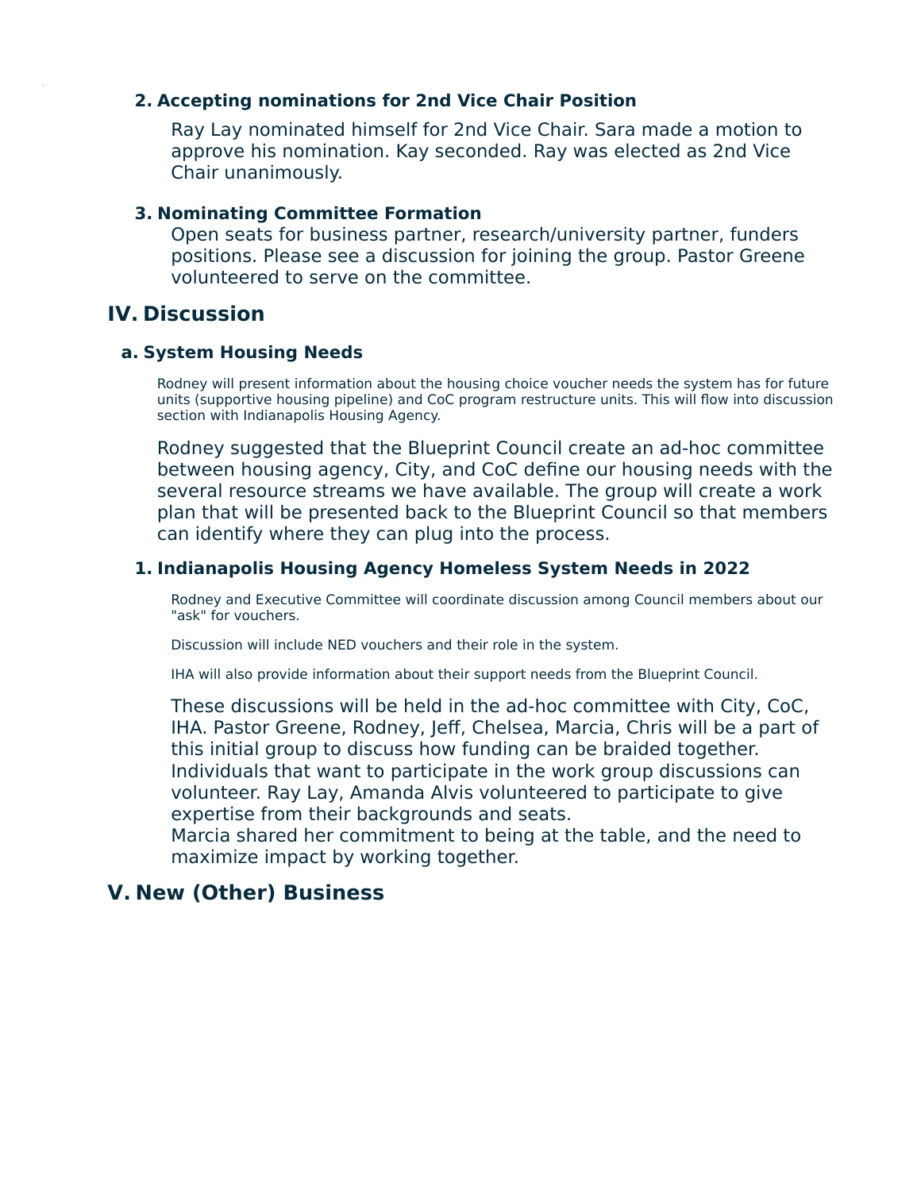2. **Accepting nominations for 2nd Vice Chair Position**

   Ray Lay nominated himself for 2nd Vice Chair. Sara made a motion to approve his nomination. Kay seconded. Ray was elected as 2nd Vice Chair unanimously.

3. **Nominating Committee Formation**

   Open seats for business partner, research/university partner, funders positions. Please see a discussion for joining the group. Pastor Greene volunteered to serve on the committee.

## IV. Discussion

### a. System Housing Needs

Rodney will present information about the housing choice voucher needs the system has for future units (supportive housing pipeline) and CoC program restructure units. This will flow into discussion section with Indianapolis Housing Agency.

Rodney suggested that the Blueprint Council create an ad-hoc committee between housing agency, City, and CoC define our housing needs with the several resource streams we have available. The group will create a work plan that will be presented back to the Blueprint Council so that members can identify where they can plug into the process.

1. **Indianapolis Housing Agency Homeless System Needs in 2022**

   Rodney and Executive Committee will coordinate discussion among Council members about our "ask" for vouchers.

   Discussion will include NED vouchers and their role in the system.

   IHA will also provide information about their support needs from the Blueprint Council.

   These discussions will be held in the ad-hoc committee with City, CoC, IHA. Pastor Greene, Rodney, Jeff, Chelsea, Marcia, Chris will be a part of this initial group to discuss how funding can be braided together. Individuals that want to participate in the work group discussions can volunteer. Ray Lay, Amanda Alvis volunteered to participate to give expertise from their backgrounds and seats.
   Marcia shared her commitment to being at the table, and the need to maximize impact by working together.

## V. New (Other) Business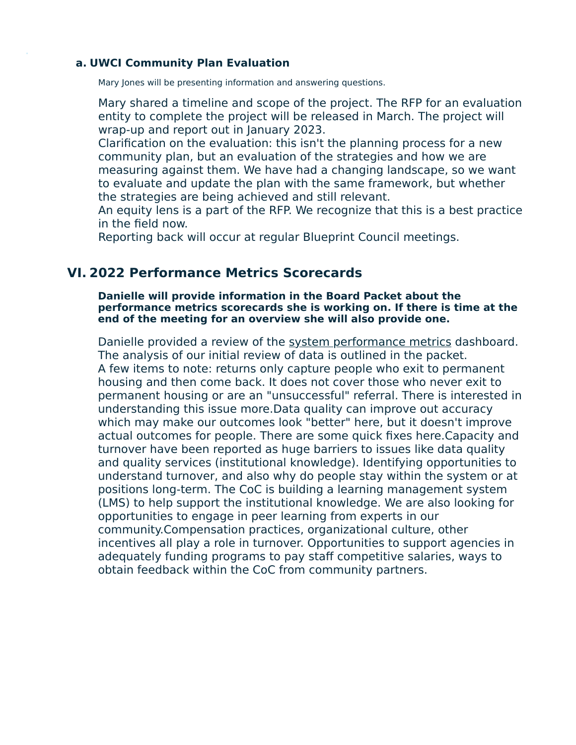### a. UWCI Community Plan Evaluation

Mary Jones will be presenting information and answering questions.

Mary shared a timeline and scope of the project. The RFP for an evaluation entity to complete the project will be released in March. The project will wrap-up and report out in January 2023.
Clarification on the evaluation: this isn't the planning process for a new community plan, but an evaluation of the strategies and how we are measuring against them. We have had a changing landscape, so we want to evaluate and update the plan with the same framework, but whether the strategies are being achieved and still relevant.
An equity lens is a part of the RFP. We recognize that this is a best practice in the field now.
Reporting back will occur at regular Blueprint Council meetings.

## VI. 2022 Performance Metrics Scorecards

**Danielle will provide information in the Board Packet about the performance metrics scorecards she is working on. If there is time at the end of the meeting for an overview she will also provide one.**

Danielle provided a review of the system performance metrics dashboard. The analysis of our initial review of data is outlined in the packet.
A few items to note: returns only capture people who exit to permanent housing and then come back. It does not cover those who never exit to permanent housing or are an "unsuccessful" referral. There is interested in understanding this issue more.Data quality can improve out accuracy which may make our outcomes look "better" here, but it doesn't improve actual outcomes for people. There are some quick fixes here.Capacity and turnover have been reported as huge barriers to issues like data quality and quality services (institutional knowledge). Identifying opportunities to understand turnover, and also why do people stay within the system or at positions long-term. The CoC is building a learning management system (LMS) to help support the institutional knowledge. We are also looking for opportunities to engage in peer learning from experts in our community.Compensation practices, organizational culture, other incentives all play a role in turnover. Opportunities to support agencies in adequately funding programs to pay staff competitive salaries, ways to obtain feedback within the CoC from community partners.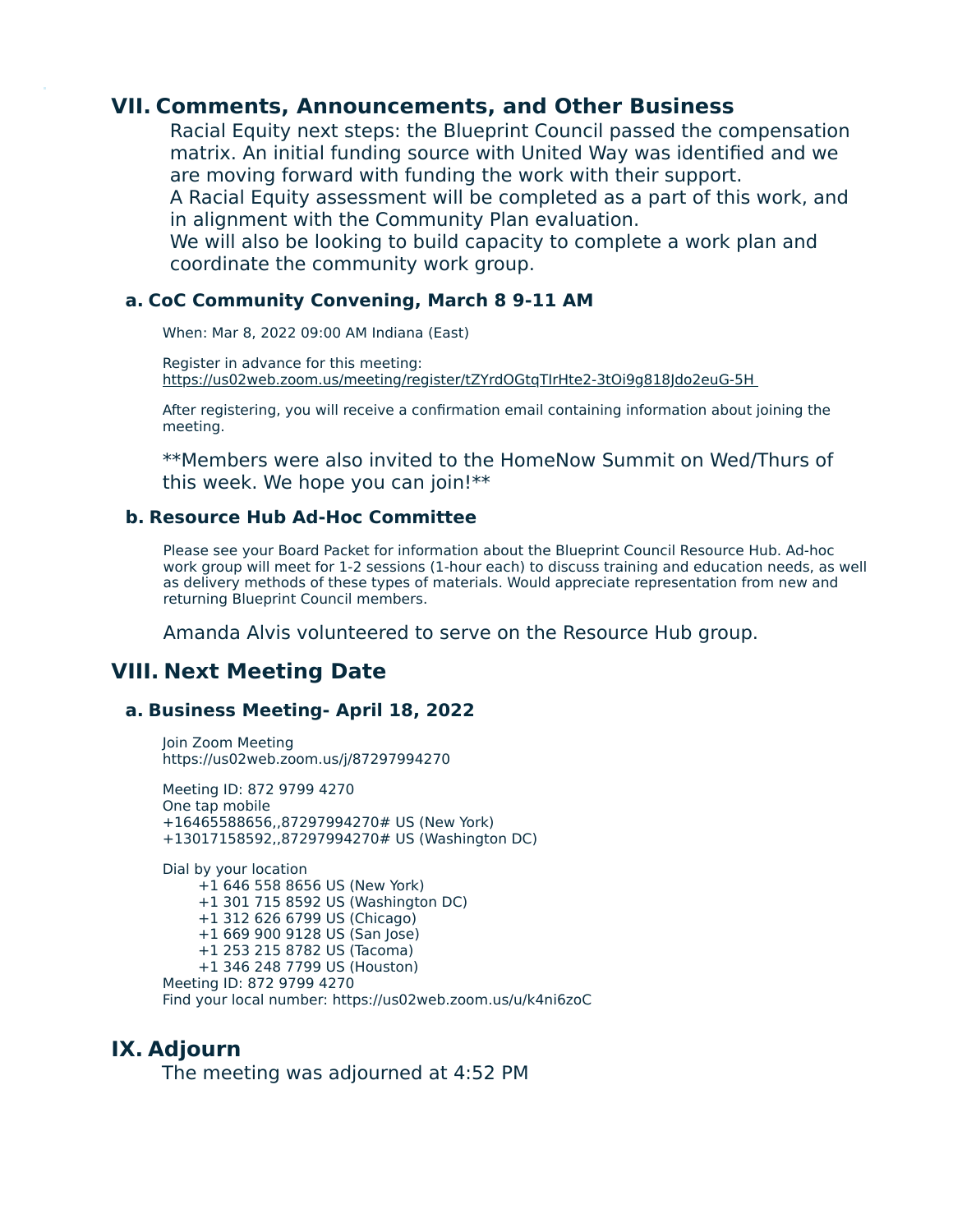## VII. Comments, Announcements, and Other Business

Racial Equity next steps: the Blueprint Council passed the compensation matrix. An initial funding source with United Way was identified and we are moving forward with funding the work with their support.
A Racial Equity assessment will be completed as a part of this work, and in alignment with the Community Plan evaluation.
We will also be looking to build capacity to complete a work plan and coordinate the community work group.

### a. CoC Community Convening, March 8 9-11 AM

When: Mar 8, 2022 09:00 AM Indiana (East)

Register in advance for this meeting:
https://us02web.zoom.us/meeting/register/tZYrdOGtqTIrHte2-3tOi9g818Jdo2euG-5H

After registering, you will receive a confirmation email containing information about joining the meeting.

**Members were also invited to the HomeNow Summit on Wed/Thurs of this week. We hope you can join!**

### b. Resource Hub Ad-Hoc Committee

Please see your Board Packet for information about the Blueprint Council Resource Hub. Ad-hoc work group will meet for 1-2 sessions (1-hour each) to discuss training and education needs, as well as delivery methods of these types of materials. Would appreciate representation from new and returning Blueprint Council members.

Amanda Alvis volunteered to serve on the Resource Hub group.

## VIII. Next Meeting Date

### a. Business Meeting- April 18, 2022

Join Zoom Meeting
https://us02web.zoom.us/j/87297994270

Meeting ID: 872 9799 4270
One tap mobile
+16465588656,,87297994270# US (New York)
+13017158592,,87297994270# US (Washington DC)

Dial by your location
+1 646 558 8656 US (New York)
+1 301 715 8592 US (Washington DC)
+1 312 626 6799 US (Chicago)
+1 669 900 9128 US (San Jose)
+1 253 215 8782 US (Tacoma)
+1 346 248 7799 US (Houston)
Meeting ID: 872 9799 4270
Find your local number: https://us02web.zoom.us/u/k4ni6zoC

## IX. Adjourn

The meeting was adjourned at 4:52 PM